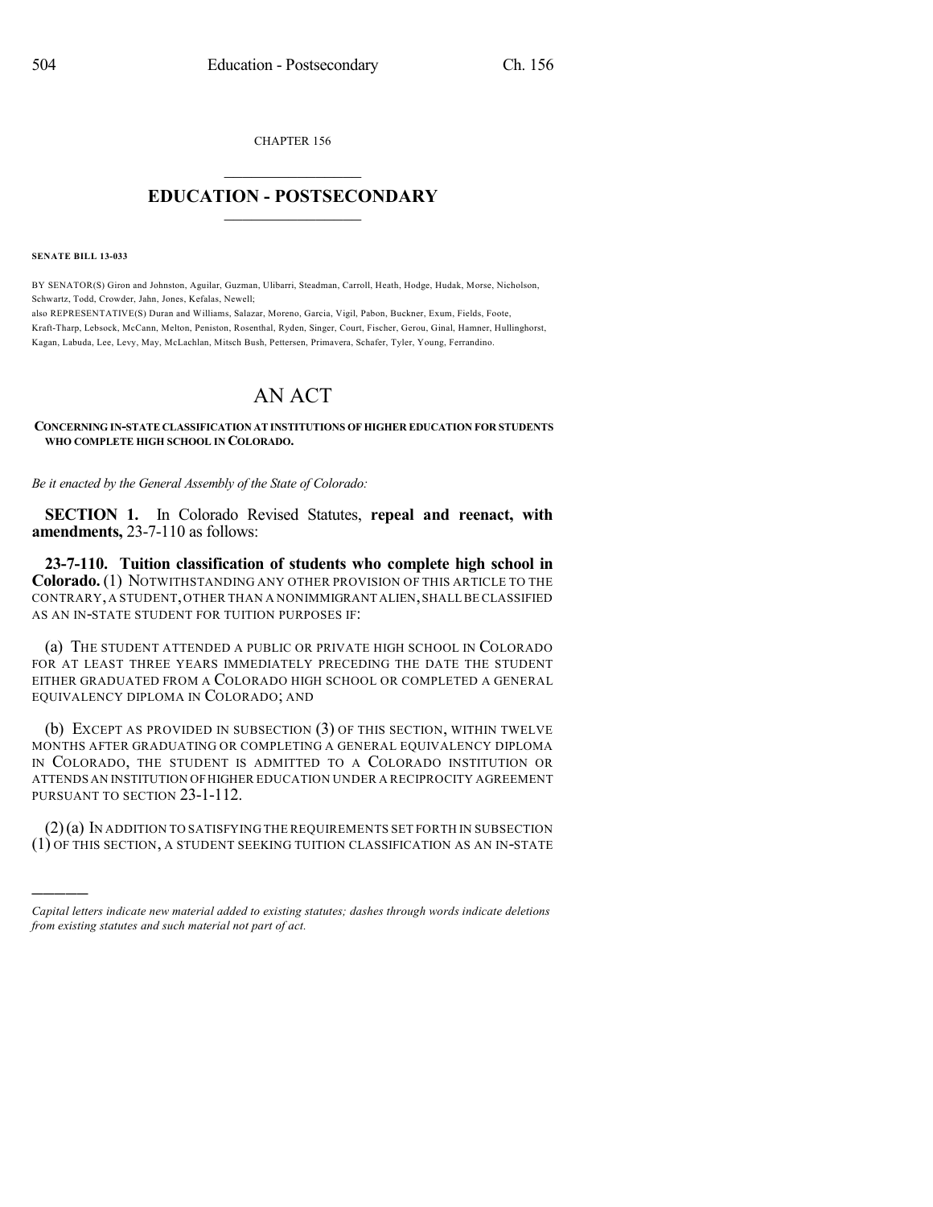CHAPTER 156

# EDUCATION - POSTSECONDARY

**SENATE BILL 13-033**

BY SENATOR(S) Giron and Johnston, Aguilar, Guzman, Ulibarri, Steadman, Carroll, Heath, Hodge, Hudak, Morse, Nicholson, Schwartz, Todd, Crowder, Jahn, Jones, Kefalas, Newell;
also REPRESENTATIVE(S) Duran and Williams, Salazar, Moreno, Garcia, Vigil, Pabon, Buckner, Exum, Fields, Foote, Kraft-Tharp, Lebsock, McCann, Melton, Peniston, Rosenthal, Ryden, Singer, Court, Fischer, Gerou, Ginal, Hamner, Hullinghorst, Kagan, Labuda, Lee, Levy, May, McLachlan, Mitsch Bush, Pettersen, Primavera, Schafer, Tyler, Young, Ferrandino.

# AN ACT

**CONCERNING IN-STATE CLASSIFICATION AT INSTITUTIONS OF HIGHER EDUCATION FOR STUDENTS WHO COMPLETE HIGH SCHOOL IN COLORADO.**

*Be it enacted by the General Assembly of the State of Colorado:*

**SECTION 1.** In Colorado Revised Statutes, **repeal and reenact, with amendments,** 23-7-110 as follows:

**23-7-110. Tuition classification of students who complete high school in Colorado.** (1) NOTWITHSTANDING ANY OTHER PROVISION OF THIS ARTICLE TO THE CONTRARY, A STUDENT, OTHER THAN A NONIMMIGRANT ALIEN, SHALL BE CLASSIFIED AS AN IN-STATE STUDENT FOR TUITION PURPOSES IF:

(a) THE STUDENT ATTENDED A PUBLIC OR PRIVATE HIGH SCHOOL IN COLORADO FOR AT LEAST THREE YEARS IMMEDIATELY PRECEDING THE DATE THE STUDENT EITHER GRADUATED FROM A COLORADO HIGH SCHOOL OR COMPLETED A GENERAL EQUIVALENCY DIPLOMA IN COLORADO; AND

(b) EXCEPT AS PROVIDED IN SUBSECTION (3) OF THIS SECTION, WITHIN TWELVE MONTHS AFTER GRADUATING OR COMPLETING A GENERAL EQUIVALENCY DIPLOMA IN COLORADO, THE STUDENT IS ADMITTED TO A COLORADO INSTITUTION OR ATTENDS AN INSTITUTION OF HIGHER EDUCATION UNDER A RECIPROCITY AGREEMENT PURSUANT TO SECTION 23-1-112.

(2) (a) IN ADDITION TO SATISFYING THE REQUIREMENTS SET FORTH IN SUBSECTION (1) OF THIS SECTION, A STUDENT SEEKING TUITION CLASSIFICATION AS AN IN-STATE

---

*Capital letters indicate new material added to existing statutes; dashes through words indicate deletions from existing statutes and such material not part of act.*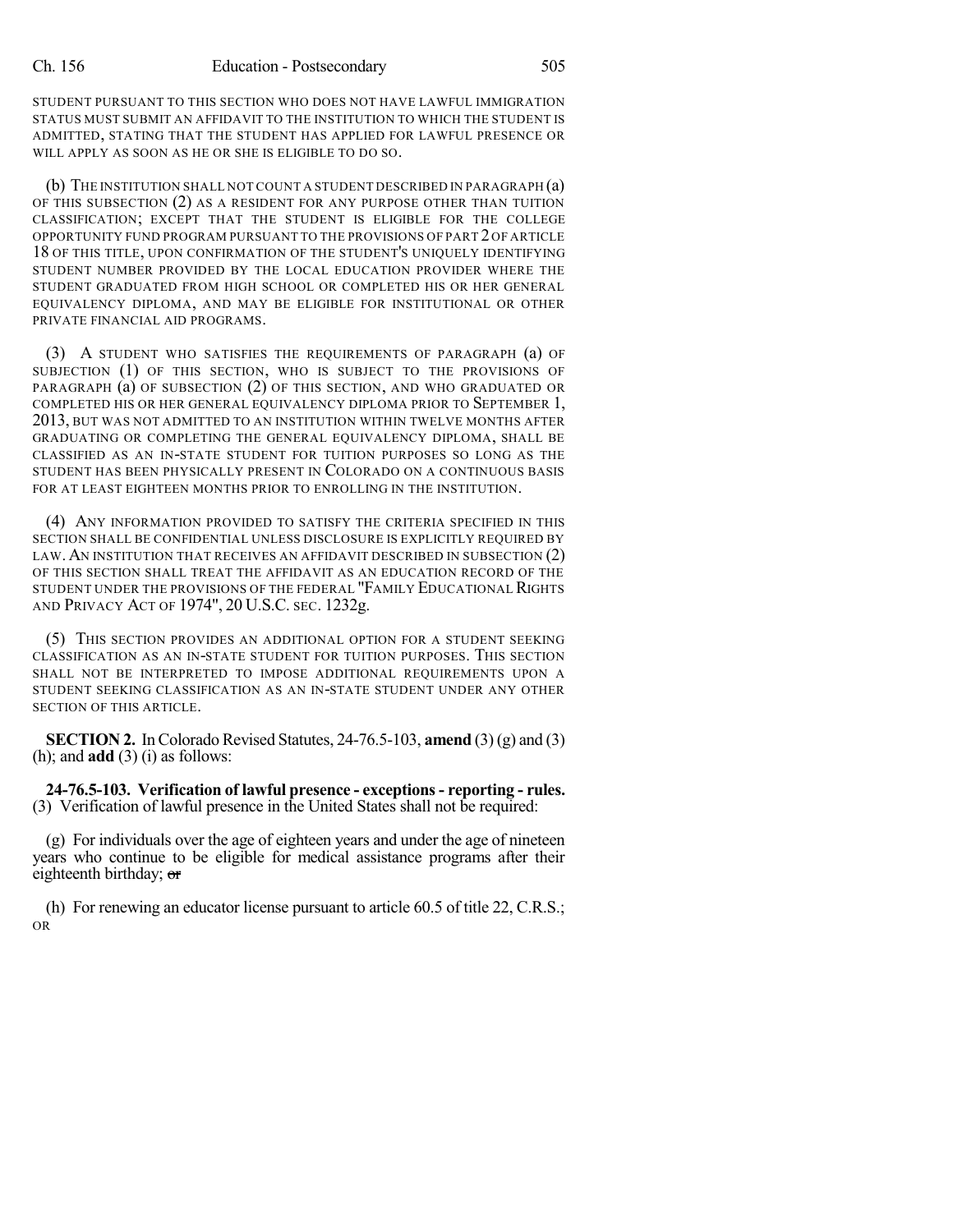STUDENT PURSUANT TO THIS SECTION WHO DOES NOT HAVE LAWFUL IMMIGRATION STATUS MUST SUBMIT AN AFFIDAVIT TO THE INSTITUTION TO WHICH THE STUDENT IS ADMITTED, STATING THAT THE STUDENT HAS APPLIED FOR LAWFUL PRESENCE OR WILL APPLY AS SOON AS HE OR SHE IS ELIGIBLE TO DO SO.

(b) THE INSTITUTION SHALL NOT COUNT A STUDENT DESCRIBED IN PARAGRAPH (a) OF THIS SUBSECTION (2) AS A RESIDENT FOR ANY PURPOSE OTHER THAN TUITION CLASSIFICATION; EXCEPT THAT THE STUDENT IS ELIGIBLE FOR THE COLLEGE OPPORTUNITY FUND PROGRAM PURSUANT TO THE PROVISIONS OF PART 2 OF ARTICLE 18 OF THIS TITLE, UPON CONFIRMATION OF THE STUDENT'S UNIQUELY IDENTIFYING STUDENT NUMBER PROVIDED BY THE LOCAL EDUCATION PROVIDER WHERE THE STUDENT GRADUATED FROM HIGH SCHOOL OR COMPLETED HIS OR HER GENERAL EQUIVALENCY DIPLOMA, AND MAY BE ELIGIBLE FOR INSTITUTIONAL OR OTHER PRIVATE FINANCIAL AID PROGRAMS.

(3) A STUDENT WHO SATISFIES THE REQUIREMENTS OF PARAGRAPH (a) OF SUBJECTION (1) OF THIS SECTION, WHO IS SUBJECT TO THE PROVISIONS OF PARAGRAPH (a) OF SUBSECTION (2) OF THIS SECTION, AND WHO GRADUATED OR COMPLETED HIS OR HER GENERAL EQUIVALENCY DIPLOMA PRIOR TO SEPTEMBER 1, 2013, BUT WAS NOT ADMITTED TO AN INSTITUTION WITHIN TWELVE MONTHS AFTER GRADUATING OR COMPLETING THE GENERAL EQUIVALENCY DIPLOMA, SHALL BE CLASSIFIED AS AN IN-STATE STUDENT FOR TUITION PURPOSES SO LONG AS THE STUDENT HAS BEEN PHYSICALLY PRESENT IN COLORADO ON A CONTINUOUS BASIS FOR AT LEAST EIGHTEEN MONTHS PRIOR TO ENROLLING IN THE INSTITUTION.

(4) ANY INFORMATION PROVIDED TO SATISFY THE CRITERIA SPECIFIED IN THIS SECTION SHALL BE CONFIDENTIAL UNLESS DISCLOSURE IS EXPLICITLY REQUIRED BY LAW. AN INSTITUTION THAT RECEIVES AN AFFIDAVIT DESCRIBED IN SUBSECTION (2) OF THIS SECTION SHALL TREAT THE AFFIDAVIT AS AN EDUCATION RECORD OF THE STUDENT UNDER THE PROVISIONS OF THE FEDERAL "FAMILY EDUCATIONAL RIGHTS AND PRIVACY ACT OF 1974", 20 U.S.C. SEC. 1232g.

(5) THIS SECTION PROVIDES AN ADDITIONAL OPTION FOR A STUDENT SEEKING CLASSIFICATION AS AN IN-STATE STUDENT FOR TUITION PURPOSES. THIS SECTION SHALL NOT BE INTERPRETED TO IMPOSE ADDITIONAL REQUIREMENTS UPON A STUDENT SEEKING CLASSIFICATION AS AN IN-STATE STUDENT UNDER ANY OTHER SECTION OF THIS ARTICLE.

**SECTION 2.** In Colorado Revised Statutes, 24-76.5-103, **amend** (3) (g) and (3) (h); and **add** (3) (i) as follows:

**24-76.5-103. Verification of lawful presence - exceptions - reporting - rules.** (3) Verification of lawful presence in the United States shall not be required:

(g) For individuals over the age of eighteen years and under the age of nineteen years who continue to be eligible for medical assistance programs after their eighteenth birthday; ~~or~~

(h) For renewing an educator license pursuant to article 60.5 of title 22, C.R.S.; OR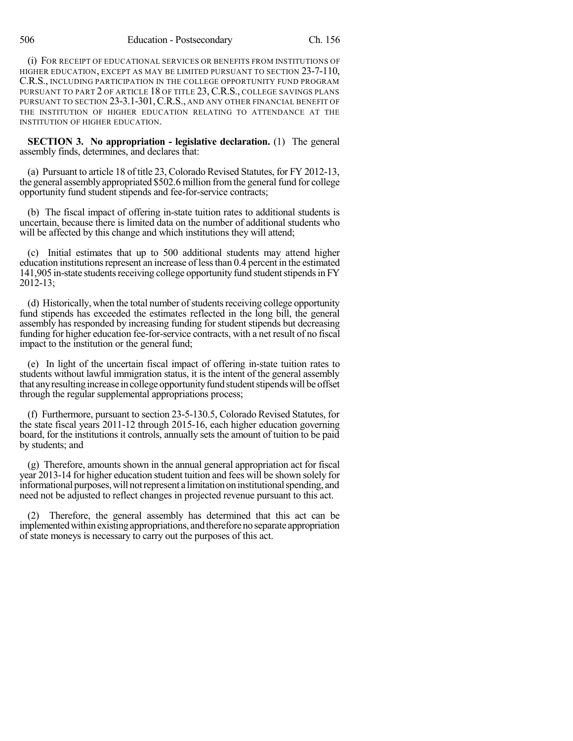(i) FOR RECEIPT OF EDUCATIONAL SERVICES OR BENEFITS FROM INSTITUTIONS OF HIGHER EDUCATION, EXCEPT AS MAY BE LIMITED PURSUANT TO SECTION 23-7-110, C.R.S., INCLUDING PARTICIPATION IN THE COLLEGE OPPORTUNITY FUND PROGRAM PURSUANT TO PART 2 OF ARTICLE 18 OF TITLE 23, C.R.S., COLLEGE SAVINGS PLANS PURSUANT TO SECTION 23-3.1-301, C.R.S., AND ANY OTHER FINANCIAL BENEFIT OF THE INSTITUTION OF HIGHER EDUCATION RELATING TO ATTENDANCE AT THE INSTITUTION OF HIGHER EDUCATION.

**SECTION 3. No appropriation - legislative declaration.** (1) The general assembly finds, determines, and declares that:

(a) Pursuant to article 18 of title 23, Colorado Revised Statutes, for FY 2012-13, the general assembly appropriated $502.6 million from the general fund for college opportunity fund student stipends and fee-for-service contracts;

(b) The fiscal impact of offering in-state tuition rates to additional students is uncertain, because there is limited data on the number of additional students who will be affected by this change and which institutions they will attend;

(c) Initial estimates that up to 500 additional students may attend higher education institutions represent an increase of less than 0.4 percent in the estimated 141,905 in-state students receiving college opportunity fund student stipends in FY 2012-13;

(d) Historically, when the total number of students receiving college opportunity fund stipends has exceeded the estimates reflected in the long bill, the general assembly has responded by increasing funding for student stipends but decreasing funding for higher education fee-for-service contracts, with a net result of no fiscal impact to the institution or the general fund;

(e) In light of the uncertain fiscal impact of offering in-state tuition rates to students without lawful immigration status, it is the intent of the general assembly that any resulting increase in college opportunity fund student stipends will be offset through the regular supplemental appropriations process;

(f) Furthermore, pursuant to section 23-5-130.5, Colorado Revised Statutes, for the state fiscal years 2011-12 through 2015-16, each higher education governing board, for the institutions it controls, annually sets the amount of tuition to be paid by students; and

(g) Therefore, amounts shown in the annual general appropriation act for fiscal year 2013-14 for higher education student tuition and fees will be shown solely for informational purposes, will not represent a limitation on institutional spending, and need not be adjusted to reflect changes in projected revenue pursuant to this act.

(2) Therefore, the general assembly has determined that this act can be implemented within existing appropriations, and therefore no separate appropriation of state moneys is necessary to carry out the purposes of this act.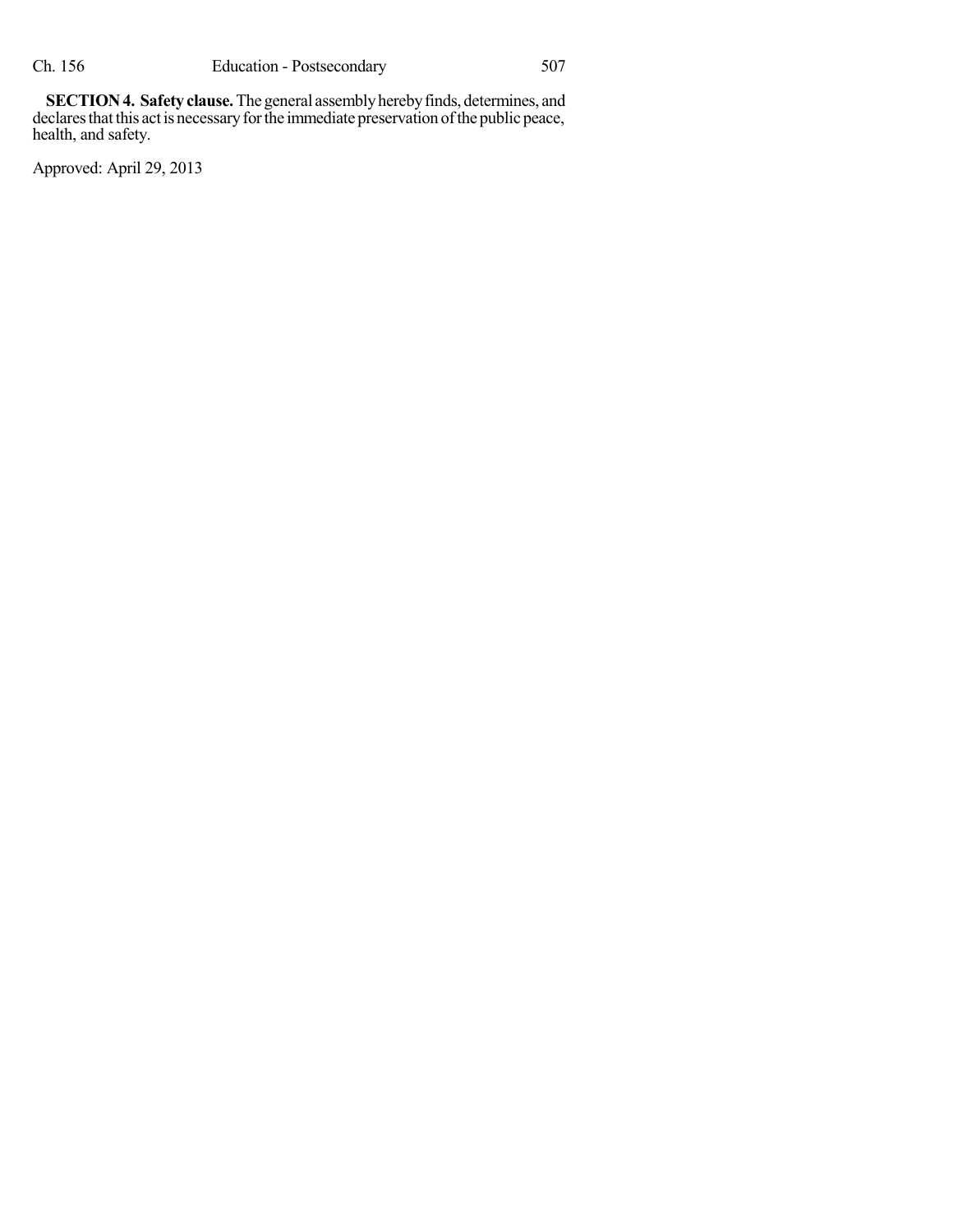**SECTION 4. Safety clause.** The general assembly hereby finds, determines, and declares that this act is necessary for the immediate preservation of the public peace, health, and safety.

Approved: April 29, 2013